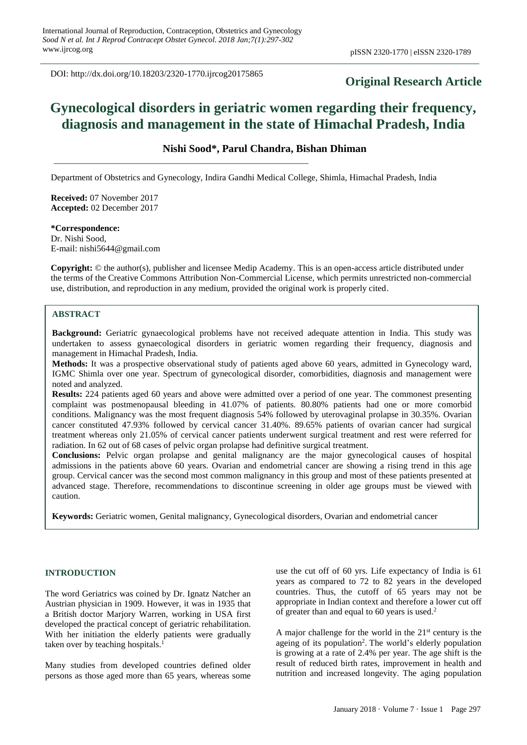DOI: http://dx.doi.org/10.18203/2320-1770.ijrcog20175865

**Original Research Article**

# Gynecological disorders in geriatric women regarding their frequency, diagnosis and management in the state of Himachal Pradesh, India

**Nishi Sood\*, Parul Chandra, Bishan Dhiman**

Department of Obstetrics and Gynecology, Indira Gandhi Medical College, Shimla, Himachal Pradesh, India

**Received:** 07 November 2017
**Accepted:** 02 December 2017

**\*Correspondence:**
Dr. Nishi Sood,
E-mail: nishi5644@gmail.com

**Copyright:** © the author(s), publisher and licensee Medip Academy. This is an open-access article distributed under the terms of the Creative Commons Attribution Non-Commercial License, which permits unrestricted non-commercial use, distribution, and reproduction in any medium, provided the original work is properly cited.

## ABSTRACT

**Background:** Geriatric gynaecological problems have not received adequate attention in India. This study was undertaken to assess gynaecological disorders in geriatric women regarding their frequency, diagnosis and management in Himachal Pradesh, India.

**Methods:** It was a prospective observational study of patients aged above 60 years, admitted in Gynecology ward, IGMC Shimla over one year. Spectrum of gynecological disorder, comorbidities, diagnosis and management were noted and analyzed.

**Results:** 224 patients aged 60 years and above were admitted over a period of one year. The commonest presenting complaint was postmenopausal bleeding in 41.07% of patients. 80.80% patients had one or more comorbid conditions. Malignancy was the most frequent diagnosis 54% followed by uterovaginal prolapse in 30.35%. Ovarian cancer constituted 47.93% followed by cervical cancer 31.40%. 89.65% patients of ovarian cancer had surgical treatment whereas only 21.05% of cervical cancer patients underwent surgical treatment and rest were referred for radiation. In 62 out of 68 cases of pelvic organ prolapse had definitive surgical treatment.

**Conclusions:** Pelvic organ prolapse and genital malignancy are the major gynecological causes of hospital admissions in the patients above 60 years. Ovarian and endometrial cancer are showing a rising trend in this age group. Cervical cancer was the second most common malignancy in this group and most of these patients presented at advanced stage. Therefore, recommendations to discontinue screening in older age groups must be viewed with caution.

**Keywords:** Geriatric women, Genital malignancy, Gynecological disorders, Ovarian and endometrial cancer

## INTRODUCTION

The word Geriatrics was coined by Dr. Ignatz Natcher an Austrian physician in 1909. However, it was in 1935 that a British doctor Marjory Warren, working in USA first developed the practical concept of geriatric rehabilitation. With her initiation the elderly patients were gradually taken over by teaching hospitals.[1]

Many studies from developed countries defined older persons as those aged more than 65 years, whereas some use the cut off of 60 yrs. Life expectancy of India is 61 years as compared to 72 to 82 years in the developed countries. Thus, the cutoff of 65 years may not be appropriate in Indian context and therefore a lower cut off of greater than and equal to 60 years is used.[2]

A major challenge for the world in the 21[st] century is the ageing of its population[2]. The world's elderly population is growing at a rate of 2.4% per year. The age shift is the result of reduced birth rates, improvement in health and nutrition and increased longevity. The aging population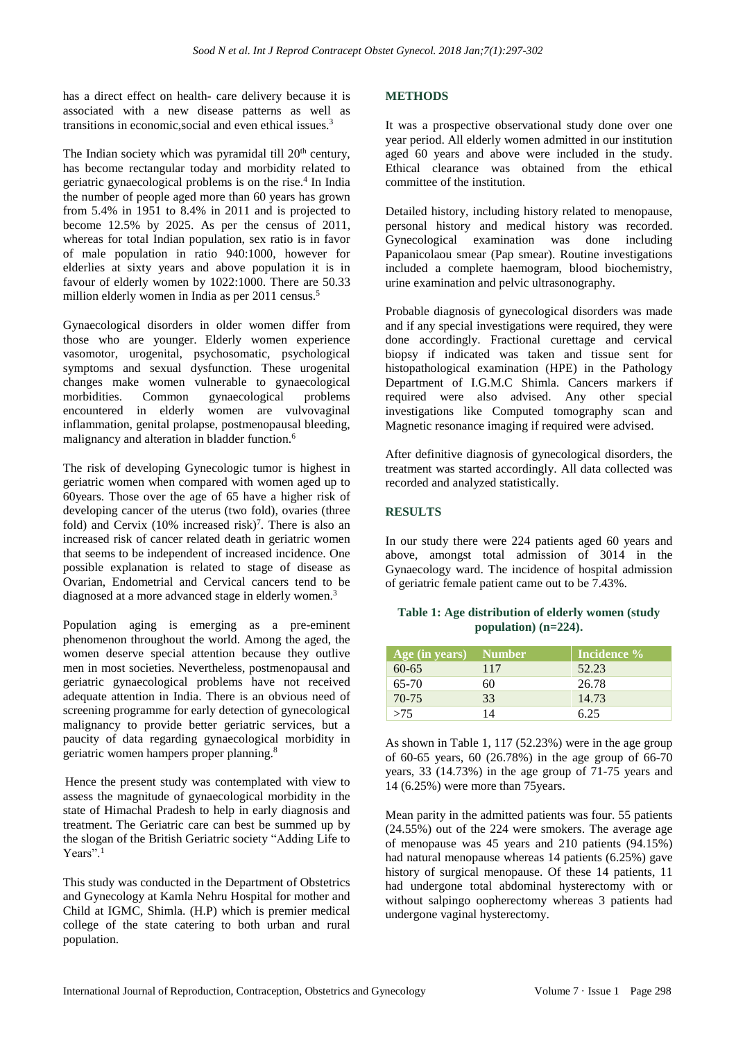has a direct effect on health- care delivery because it is associated with a new disease patterns as well as transitions in economic,social and even ethical issues.[3]

The Indian society which was pyramidal till 20[th] century, has become rectangular today and morbidity related to geriatric gynaecological problems is on the rise.[4] In India the number of people aged more than 60 years has grown from 5.4% in 1951 to 8.4% in 2011 and is projected to become 12.5% by 2025. As per the census of 2011, whereas for total Indian population, sex ratio is in favor of male population in ratio 940:1000, however for elderlies at sixty years and above population it is in favour of elderly women by 1022:1000. There are 50.33 million elderly women in India as per 2011 census.[5]

Gynaecological disorders in older women differ from those who are younger. Elderly women experience vasomotor, urogenital, psychosomatic, psychological symptoms and sexual dysfunction. These urogenital changes make women vulnerable to gynaecological morbidities. Common gynaecological problems encountered in elderly women are vulvovaginal inflammation, genital prolapse, postmenopausal bleeding, malignancy and alteration in bladder function.[6]

The risk of developing Gynecologic tumor is highest in geriatric women when compared with women aged up to 60years. Those over the age of 65 have a higher risk of developing cancer of the uterus (two fold), ovaries (three fold) and Cervix (10% increased risk)[7]. There is also an increased risk of cancer related death in geriatric women that seems to be independent of increased incidence. One possible explanation is related to stage of disease as Ovarian, Endometrial and Cervical cancers tend to be diagnosed at a more advanced stage in elderly women.[3]

Population aging is emerging as a pre-eminent phenomenon throughout the world. Among the aged, the women deserve special attention because they outlive men in most societies. Nevertheless, postmenopausal and geriatric gynaecological problems have not received adequate attention in India. There is an obvious need of screening programme for early detection of gynecological malignancy to provide better geriatric services, but a paucity of data regarding gynaecological morbidity in geriatric women hampers proper planning.[8]

Hence the present study was contemplated with view to assess the magnitude of gynaecological morbidity in the state of Himachal Pradesh to help in early diagnosis and treatment. The Geriatric care can best be summed up by the slogan of the British Geriatric society "Adding Life to Years".[1]

This study was conducted in the Department of Obstetrics and Gynecology at Kamla Nehru Hospital for mother and Child at IGMC, Shimla. (H.P) which is premier medical college of the state catering to both urban and rural population.

## METHODS

It was a prospective observational study done over one year period. All elderly women admitted in our institution aged 60 years and above were included in the study. Ethical clearance was obtained from the ethical committee of the institution.

Detailed history, including history related to menopause, personal history and medical history was recorded. Gynecological examination was done including Papanicolaou smear (Pap smear). Routine investigations included a complete haemogram, blood biochemistry, urine examination and pelvic ultrasonography.

Probable diagnosis of gynecological disorders was made and if any special investigations were required, they were done accordingly. Fractional curettage and cervical biopsy if indicated was taken and tissue sent for histopathological examination (HPE) in the Pathology Department of I.G.M.C Shimla. Cancers markers if required were also advised. Any other special investigations like Computed tomography scan and Magnetic resonance imaging if required were advised.

After definitive diagnosis of gynecological disorders, the treatment was started accordingly. All data collected was recorded and analyzed statistically.

## RESULTS

In our study there were 224 patients aged 60 years and above, amongst total admission of 3014 in the Gynaecology ward. The incidence of hospital admission of geriatric female patient came out to be 7.43%.

**Table 1: Age distribution of elderly women (study population) (n=224).**

| Age (in years) | Number | Incidence % |
|---|---|---|
| 60-65 | 117 | 52.23 |
| 65-70 | 60 | 26.78 |
| 70-75 | 33 | 14.73 |
| >75 | 14 | 6.25 |

As shown in Table 1, 117 (52.23%) were in the age group of 60-65 years, 60 (26.78%) in the age group of 66-70 years, 33 (14.73%) in the age group of 71-75 years and 14 (6.25%) were more than 75years.

Mean parity in the admitted patients was four. 55 patients (24.55%) out of the 224 were smokers. The average age of menopause was 45 years and 210 patients (94.15%) had natural menopause whereas 14 patients (6.25%) gave history of surgical menopause. Of these 14 patients, 11 had undergone total abdominal hysterectomy with or without salpingo oopherectomy whereas 3 patients had undergone vaginal hysterectomy.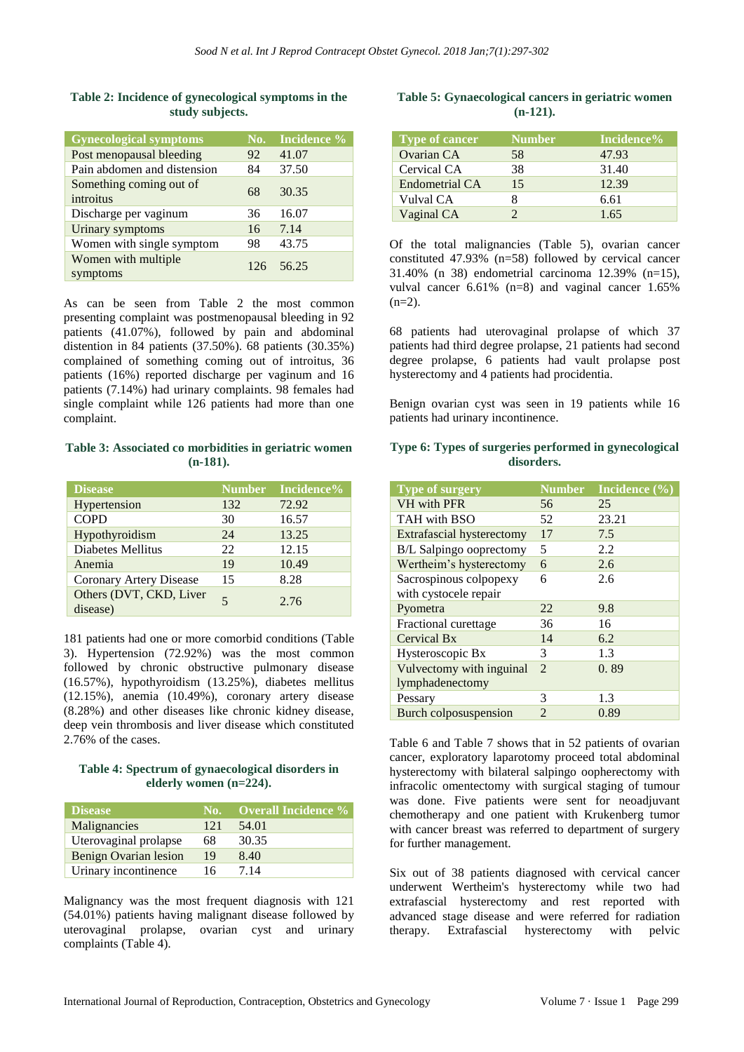**Table 2: Incidence of gynecological symptoms in the study subjects.**

| Gynecological symptoms | No. | Incidence % |
|---|---|---|
| Post menopausal bleeding | 92 | 41.07 |
| Pain abdomen and distension | 84 | 37.50 |
| Something coming out of introitus | 68 | 30.35 |
| Discharge per vaginum | 36 | 16.07 |
| Urinary symptoms | 16 | 7.14 |
| Women with single symptom | 98 | 43.75 |
| Women with multiple symptoms | 126 | 56.25 |

As can be seen from Table 2 the most common presenting complaint was postmenopausal bleeding in 92 patients (41.07%), followed by pain and abdominal distention in 84 patients (37.50%). 68 patients (30.35%) complained of something coming out of introitus, 36 patients (16%) reported discharge per vaginum and 16 patients (7.14%) had urinary complaints. 98 females had single complaint while 126 patients had more than one complaint.

**Table 3: Associated co morbidities in geriatric women (n-181).**

| Disease | Number | Incidence% |
|---|---|---|
| Hypertension | 132 | 72.92 |
| COPD | 30 | 16.57 |
| Hypothyroidism | 24 | 13.25 |
| Diabetes Mellitus | 22 | 12.15 |
| Anemia | 19 | 10.49 |
| Coronary Artery Disease | 15 | 8.28 |
| Others (DVT, CKD, Liver disease) | 5 | 2.76 |

181 patients had one or more comorbid conditions (Table 3). Hypertension (72.92%) was the most common followed by chronic obstructive pulmonary disease (16.57%), hypothyroidism (13.25%), diabetes mellitus (12.15%), anemia (10.49%), coronary artery disease (8.28%) and other diseases like chronic kidney disease, deep vein thrombosis and liver disease which constituted 2.76% of the cases.

**Table 4: Spectrum of gynaecological disorders in elderly women (n=224).**

| Disease | No. | Overall Incidence % |
|---|---|---|
| Malignancies | 121 | 54.01 |
| Uterovaginal prolapse | 68 | 30.35 |
| Benign Ovarian lesion | 19 | 8.40 |
| Urinary incontinence | 16 | 7.14 |

Malignancy was the most frequent diagnosis with 121 (54.01%) patients having malignant disease followed by uterovaginal prolapse, ovarian cyst and urinary complaints (Table 4).

**Table 5: Gynaecological cancers in geriatric women (n-121).**

| Type of cancer | Number | Incidence% |
|---|---|---|
| Ovarian CA | 58 | 47.93 |
| Cervical CA | 38 | 31.40 |
| Endometrial CA | 15 | 12.39 |
| Vulval CA | 8 | 6.61 |
| Vaginal CA | 2 | 1.65 |

Of the total malignancies (Table 5), ovarian cancer constituted 47.93% (n=58) followed by cervical cancer 31.40% (n 38) endometrial carcinoma 12.39% (n=15), vulval cancer 6.61% (n=8) and vaginal cancer 1.65% (n=2).

68 patients had uterovaginal prolapse of which 37 patients had third degree prolapse, 21 patients had second degree prolapse, 6 patients had vault prolapse post hysterectomy and 4 patients had procidentia.

Benign ovarian cyst was seen in 19 patients while 16 patients had urinary incontinence.

**Type 6: Types of surgeries performed in gynecological disorders.**

| Type of surgery | Number | Incidence (%) |
|---|---|---|
| VH with PFR | 56 | 25 |
| TAH with BSO | 52 | 23.21 |
| Extrafascial hysterectomy | 17 | 7.5 |
| B/L Salpingo ooprectomy | 5 | 2.2 |
| Wertheim's hysterectomy | 6 | 2.6 |
| Sacrospinous colpopexy with cystocele repair | 6 | 2.6 |
| Pyometra | 22 | 9.8 |
| Fractional curettage | 36 | 16 |
| Cervical Bx | 14 | 6.2 |
| Hysteroscopic Bx | 3 | 1.3 |
| Vulvectomy with inguinal lymphadenectomy | 2 | 0. 89 |
| Pessary | 3 | 1.3 |
| Burch colposuspension | 2 | 0.89 |

Table 6 and Table 7 shows that in 52 patients of ovarian cancer, exploratory laparotomy proceed total abdominal hysterectomy with bilateral salpingo oopherectomy with infracolic omentectomy with surgical staging of tumour was done. Five patients were sent for neoadjuvant chemotherapy and one patient with Krukenberg tumor with cancer breast was referred to department of surgery for further management.

Six out of 38 patients diagnosed with cervical cancer underwent Wertheim's hysterectomy while two had extrafascial hysterectomy and rest reported with advanced stage disease and were referred for radiation therapy. Extrafascial hysterectomy with pelvic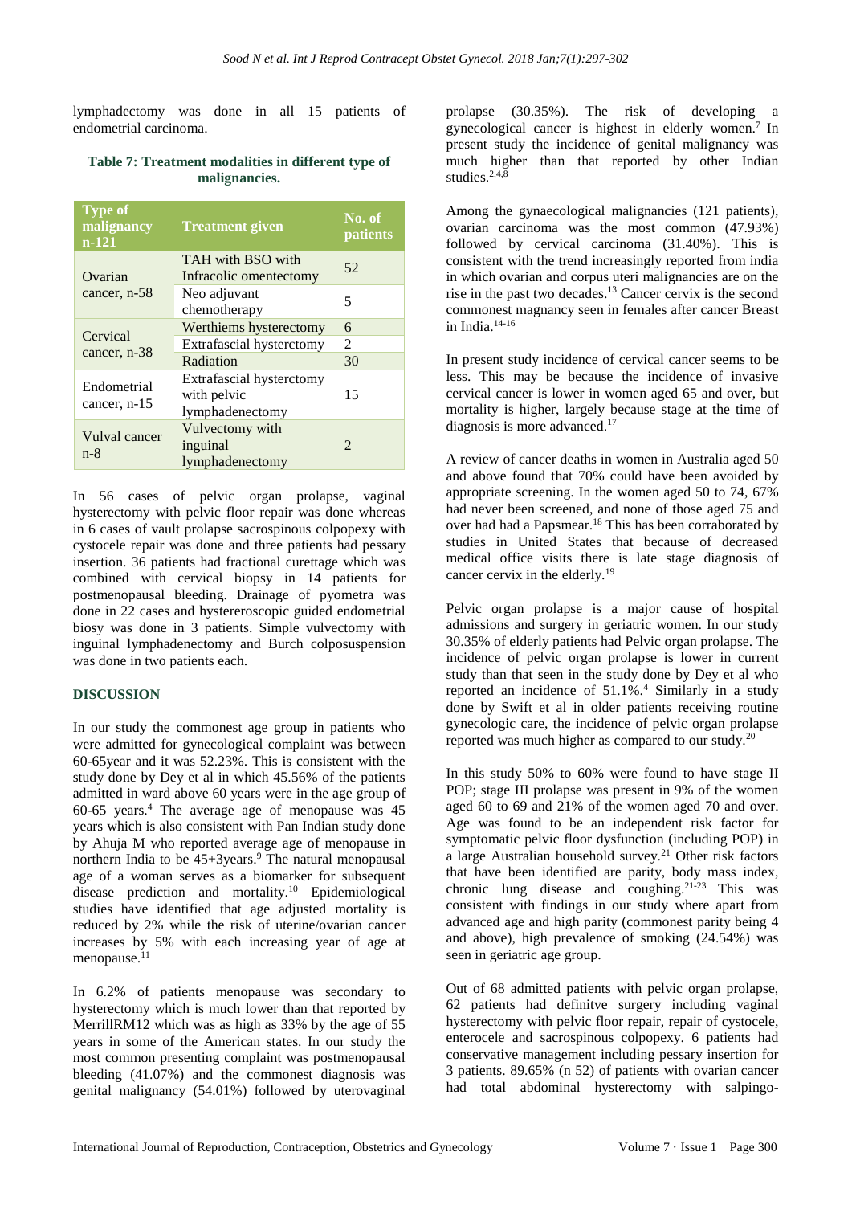lymphadectomy was done in all 15 patients of endometrial carcinoma.

**Table 7: Treatment modalities in different type of malignancies.**

| Type of malignancy n-121 | Treatment given | No. of patients |
|---|---|---|
| Ovarian cancer, n-58 | TAH with BSO with Infracolic omentectomy | 52 |
| | Neo adjuvant chemotherapy | 5 |
| Cervical cancer, n-38 | Werthiems hysterectomy | 6 |
| | Extrafascial hysterctomy | 2 |
| | Radiation | 30 |
| Endometrial cancer, n-15 | Extrafascial hysterctomy with pelvic lymphadenectomy | 15 |
| Vulval cancer n-8 | Vulvectomy with inguinal lymphadenectomy | 2 |

In 56 cases of pelvic organ prolapse, vaginal hysterectomy with pelvic floor repair was done whereas in 6 cases of vault prolapse sacrospinous colpopexy with cystocele repair was done and three patients had pessary insertion. 36 patients had fractional curettage which was combined with cervical biopsy in 14 patients for postmenopausal bleeding. Drainage of pyometra was done in 22 cases and hystereroscopic guided endometrial biosy was done in 3 patients. Simple vulvectomy with inguinal lymphadenectomy and Burch colposuspension was done in two patients each.

## DISCUSSION

In our study the commonest age group in patients who were admitted for gynecological complaint was between 60-65year and it was 52.23%. This is consistent with the study done by Dey et al in which 45.56% of the patients admitted in ward above 60 years were in the age group of 60-65 years.[4] The average age of menopause was 45 years which is also consistent with Pan Indian study done by Ahuja M who reported average age of menopause in northern India to be 45+3years.[9] The natural menopausal age of a woman serves as a biomarker for subsequent disease prediction and mortality.[10] Epidemiological studies have identified that age adjusted mortality is reduced by 2% while the risk of uterine/ovarian cancer increases by 5% with each increasing year of age at menopause.[11]

In 6.2% of patients menopause was secondary to hysterectomy which is much lower than that reported by MerrillRM12 which was as high as 33% by the age of 55 years in some of the American states. In our study the most common presenting complaint was postmenopausal bleeding (41.07%) and the commonest diagnosis was genital malignancy (54.01%) followed by uterovaginal prolapse (30.35%). The risk of developing a gynecological cancer is highest in elderly women.[7] In present study the incidence of genital malignancy was much higher than that reported by other Indian studies.[2,4,8]

Among the gynaecological malignancies (121 patients), ovarian carcinoma was the most common (47.93%) followed by cervical carcinoma (31.40%). This is consistent with the trend increasingly reported from india in which ovarian and corpus uteri malignancies are on the rise in the past two decades.[13] Cancer cervix is the second commonest magnancy seen in females after cancer Breast in India.[14-16]

In present study incidence of cervical cancer seems to be less. This may be because the incidence of invasive cervical cancer is lower in women aged 65 and over, but mortality is higher, largely because stage at the time of diagnosis is more advanced.[17]

A review of cancer deaths in women in Australia aged 50 and above found that 70% could have been avoided by appropriate screening. In the women aged 50 to 74, 67% had never been screened, and none of those aged 75 and over had had a Papsmear.[18] This has been corraborated by studies in United States that because of decreased medical office visits there is late stage diagnosis of cancer cervix in the elderly.[19]

Pelvic organ prolapse is a major cause of hospital admissions and surgery in geriatric women. In our study 30.35% of elderly patients had Pelvic organ prolapse. The incidence of pelvic organ prolapse is lower in current study than that seen in the study done by Dey et al who reported an incidence of 51.1%.[4] Similarly in a study done by Swift et al in older patients receiving routine gynecologic care, the incidence of pelvic organ prolapse reported was much higher as compared to our study.[20]

In this study 50% to 60% were found to have stage II POP; stage III prolapse was present in 9% of the women aged 60 to 69 and 21% of the women aged 70 and over. Age was found to be an independent risk factor for symptomatic pelvic floor dysfunction (including POP) in a large Australian household survey.[21] Other risk factors that have been identified are parity, body mass index, chronic lung disease and coughing.[21-23] This was consistent with findings in our study where apart from advanced age and high parity (commonest parity being 4 and above), high prevalence of smoking (24.54%) was seen in geriatric age group.

Out of 68 admitted patients with pelvic organ prolapse, 62 patients had definitve surgery including vaginal hysterectomy with pelvic floor repair, repair of cystocele, enterocele and sacrospinous colpopexy. 6 patients had conservative management including pessary insertion for 3 patients. 89.65% (n 52) of patients with ovarian cancer had total abdominal hysterectomy with salpingo-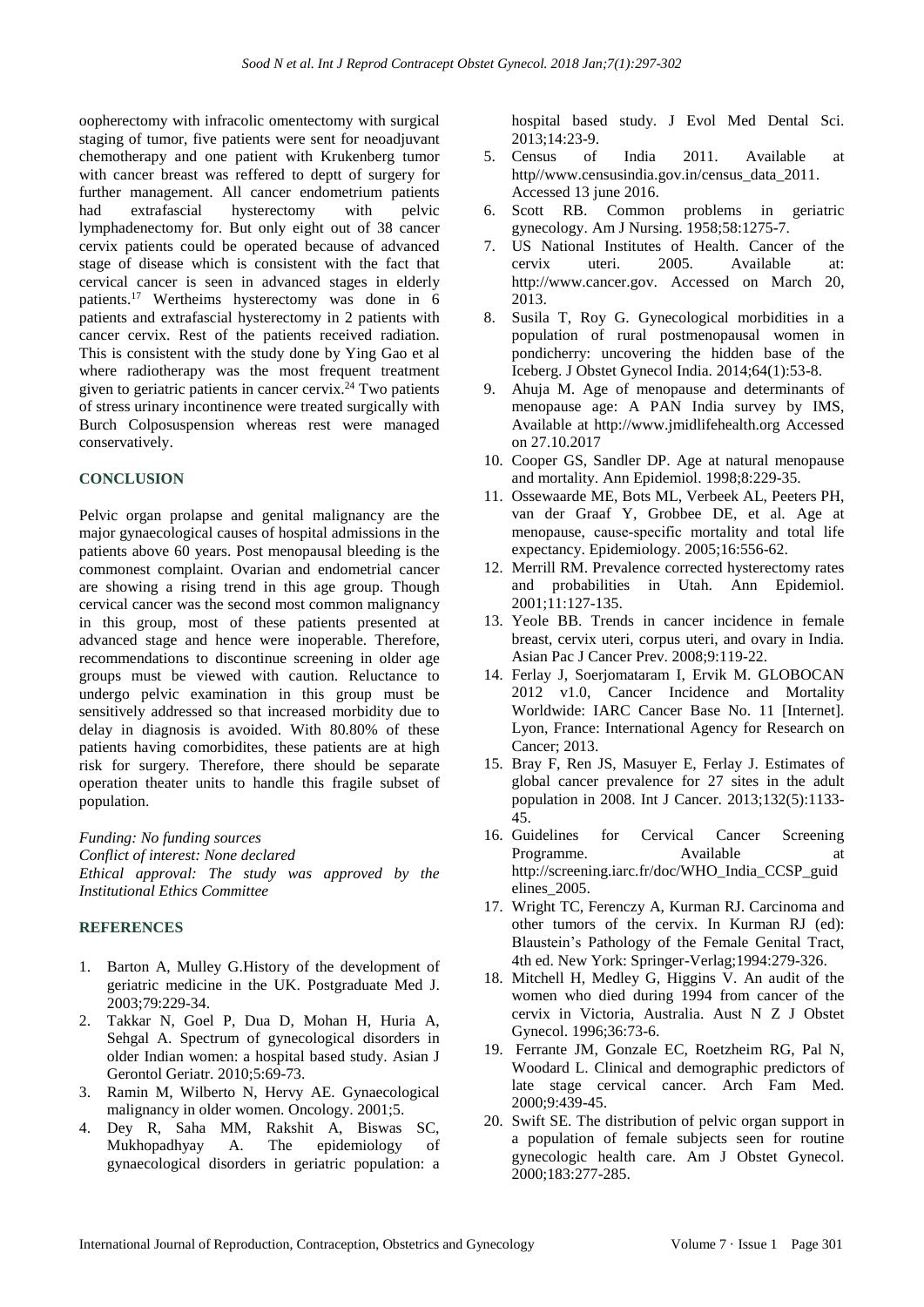oopherectomy with infracolic omentectomy with surgical staging of tumor, five patients were sent for neoadjuvant chemotherapy and one patient with Krukenberg tumor with cancer breast was reffered to deptt of surgery for further management. All cancer endometrium patients had extrafascial hysterectomy with pelvic lymphadenectomy for. But only eight out of 38 cancer cervix patients could be operated because of advanced stage of disease which is consistent with the fact that cervical cancer is seen in advanced stages in elderly patients.[17] Wertheims hysterectomy was done in 6 patients and extrafascial hysterectomy in 2 patients with cancer cervix. Rest of the patients received radiation. This is consistent with the study done by Ying Gao et al where radiotherapy was the most frequent treatment given to geriatric patients in cancer cervix.[24] Two patients of stress urinary incontinence were treated surgically with Burch Colposuspension whereas rest were managed conservatively.

## CONCLUSION

Pelvic organ prolapse and genital malignancy are the major gynaecological causes of hospital admissions in the patients above 60 years. Post menopausal bleeding is the commonest complaint. Ovarian and endometrial cancer are showing a rising trend in this age group. Though cervical cancer was the second most common malignancy in this group, most of these patients presented at advanced stage and hence were inoperable. Therefore, recommendations to discontinue screening in older age groups must be viewed with caution. Reluctance to undergo pelvic examination in this group must be sensitively addressed so that increased morbidity due to delay in diagnosis is avoided. With 80.80% of these patients having comorbidites, these patients are at high risk for surgery. Therefore, there should be separate operation theater units to handle this fragile subset of population.

*Funding: No funding sources*
*Conflict of interest: None declared*
*Ethical approval: The study was approved by the Institutional Ethics Committee*

## REFERENCES

1. Barton A, Mulley G.History of the development of geriatric medicine in the UK. Postgraduate Med J. 2003;79:229-34.
2. Takkar N, Goel P, Dua D, Mohan H, Huria A, Sehgal A. Spectrum of gynecological disorders in older Indian women: a hospital based study. Asian J Gerontol Geriatr. 2010;5:69-73.
3. Ramin M, Wilberto N, Hervy AE. Gynaecological malignancy in older women. Oncology. 2001;5.
4. Dey R, Saha MM, Rakshit A, Biswas SC, Mukhopadhyay A. The epidemiology of gynaecological disorders in geriatric population: a hospital based study. J Evol Med Dental Sci. 2013;14:23-9.
5. Census of India 2011. Available at http//www.censusindia.gov.in/census_data_2011. Accessed 13 june 2016.
6. Scott RB. Common problems in geriatric gynecology. Am J Nursing. 1958;58:1275-7.
7. US National Institutes of Health. Cancer of the cervix uteri. 2005. Available at: http://www.cancer.gov. Accessed on March 20, 2013.
8. Susila T, Roy G. Gynecological morbidities in a population of rural postmenopausal women in pondicherry: uncovering the hidden base of the Iceberg. J Obstet Gynecol India. 2014;64(1):53-8.
9. Ahuja M. Age of menopause and determinants of menopause age: A PAN India survey by IMS, Available at http://www.jmidlifehealth.org Accessed on 27.10.2017
10. Cooper GS, Sandler DP. Age at natural menopause and mortality. Ann Epidemiol. 1998;8:229-35.
11. Ossewaarde ME, Bots ML, Verbeek AL, Peeters PH, van der Graaf Y, Grobbee DE, et al. Age at menopause, cause-specific mortality and total life expectancy. Epidemiology. 2005;16:556-62.
12. Merrill RM. Prevalence corrected hysterectomy rates and probabilities in Utah. Ann Epidemiol. 2001;11:127-135.
13. Yeole BB. Trends in cancer incidence in female breast, cervix uteri, corpus uteri, and ovary in India. Asian Pac J Cancer Prev. 2008;9:119-22.
14. Ferlay J, Soerjomataram I, Ervik M. GLOBOCAN 2012 v1.0, Cancer Incidence and Mortality Worldwide: IARC Cancer Base No. 11 [Internet]. Lyon, France: International Agency for Research on Cancer; 2013.
15. Bray F, Ren JS, Masuyer E, Ferlay J. Estimates of global cancer prevalence for 27 sites in the adult population in 2008. Int J Cancer. 2013;132(5):1133-45.
16. Guidelines for Cervical Cancer Screening Programme. Available at http://screening.iarc.fr/doc/WHO_India_CCSP_guidelines_2005.
17. Wright TC, Ferenczy A, Kurman RJ. Carcinoma and other tumors of the cervix. In Kurman RJ (ed): Blaustein's Pathology of the Female Genital Tract, 4th ed. New York: Springer-Verlag;1994:279-326.
18. Mitchell H, Medley G, Higgins V. An audit of the women who died during 1994 from cancer of the cervix in Victoria, Australia. Aust N Z J Obstet Gynecol. 1996;36:73-6.
19. Ferrante JM, Gonzale EC, Roetzheim RG, Pal N, Woodard L. Clinical and demographic predictors of late stage cervical cancer. Arch Fam Med. 2000;9:439-45.
20. Swift SE. The distribution of pelvic organ support in a population of female subjects seen for routine gynecologic health care. Am J Obstet Gynecol. 2000;183:277-285.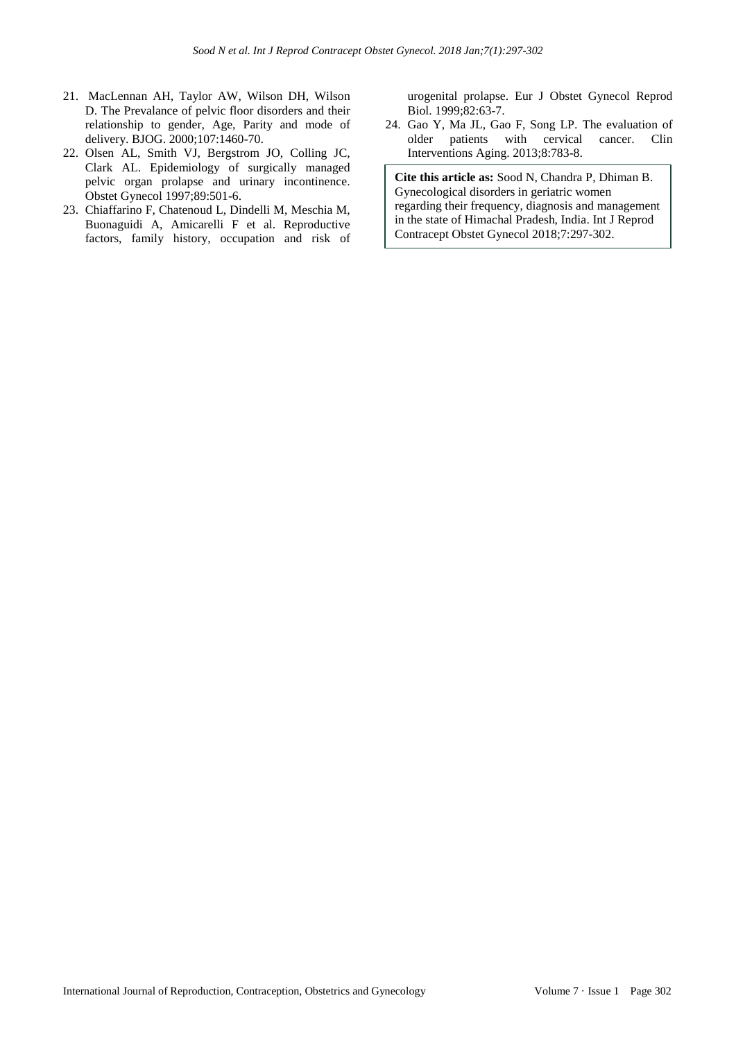21. MacLennan AH, Taylor AW, Wilson DH, Wilson D. The Prevalance of pelvic floor disorders and their relationship to gender, Age, Parity and mode of delivery. BJOG. 2000;107:1460-70.
22. Olsen AL, Smith VJ, Bergstrom JO, Colling JC, Clark AL. Epidemiology of surgically managed pelvic organ prolapse and urinary incontinence. Obstet Gynecol 1997;89:501-6.
23. Chiaffarino F, Chatenoud L, Dindelli M, Meschia M, Buonaguidi A, Amicarelli F et al. Reproductive factors, family history, occupation and risk of urogenital prolapse. Eur J Obstet Gynecol Reprod Biol. 1999;82:63-7.
24. Gao Y, Ma JL, Gao F, Song LP. The evaluation of older patients with cervical cancer. Clin Interventions Aging. 2013;8:783-8.

**Cite this article as:** Sood N, Chandra P, Dhiman B. Gynecological disorders in geriatric women regarding their frequency, diagnosis and management in the state of Himachal Pradesh, India. Int J Reprod Contracept Obstet Gynecol 2018;7:297-302.